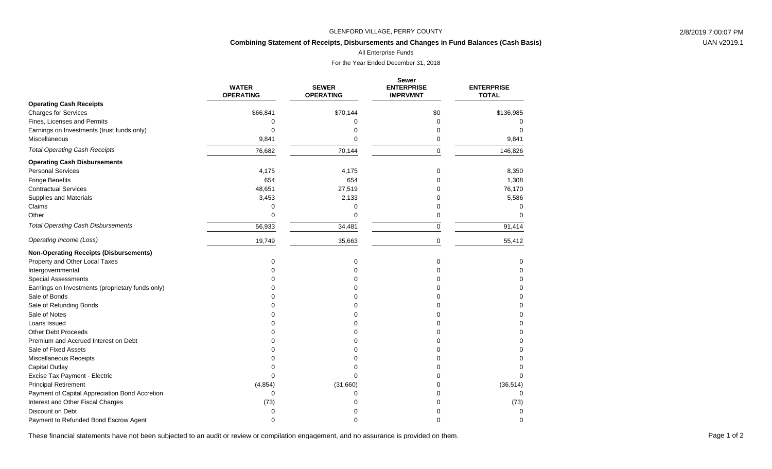GLENFORD VILLAGE, PERRY COUNTY

## Combining Statement of Receipts, Disbursements and Changes in Fund Balances (Cash Basis)

All Enterprise Funds

For the Year Ended December 31, 2018

| | WATER OPERATING | SEWER OPERATING | Sewer ENTERPRISE IMPRVMNT | ENTERPRISE TOTAL |
|---|---|---|---|---|
| **Operating Cash Receipts** | | | | |
| Charges for Services | $66,841 | $70,144 | $0 | $136,985 |
| Fines, Licenses and Permits | 0 | 0 | 0 | 0 |
| Earnings on Investments (trust funds only) | 0 | 0 | 0 | 0 |
| Miscellaneous | 9,841 | 0 | 0 | 9,841 |
| *Total Operating Cash Receipts* | 76,682 | 70,144 | 0 | 146,826 |
| **Operating Cash Disbursements** | | | | |
| Personal Services | 4,175 | 4,175 | 0 | 8,350 |
| Fringe Benefits | 654 | 654 | 0 | 1,308 |
| Contractual Services | 48,651 | 27,519 | 0 | 76,170 |
| Supplies and Materials | 3,453 | 2,133 | 0 | 5,586 |
| Claims | 0 | 0 | 0 | 0 |
| Other | 0 | 0 | 0 | 0 |
| *Total Operating Cash Disbursements* | 56,933 | 34,481 | 0 | 91,414 |
| *Operating Income (Loss)* | 19,749 | 35,663 | 0 | 55,412 |
| **Non-Operating Receipts (Disbursements)** | | | | |
| Property and Other Local Taxes | 0 | 0 | 0 | 0 |
| Intergovernmental | 0 | 0 | 0 | 0 |
| Special Assessments | 0 | 0 | 0 | 0 |
| Earnings on Investments (proprietary funds only) | 0 | 0 | 0 | 0 |
| Sale of Bonds | 0 | 0 | 0 | 0 |
| Sale of Refunding Bonds | 0 | 0 | 0 | 0 |
| Sale of Notes | 0 | 0 | 0 | 0 |
| Loans Issued | 0 | 0 | 0 | 0 |
| Other Debt Proceeds | 0 | 0 | 0 | 0 |
| Premium and Accrued Interest on Debt | 0 | 0 | 0 | 0 |
| Sale of Fixed Assets | 0 | 0 | 0 | 0 |
| Miscellaneous Receipts | 0 | 0 | 0 | 0 |
| Capital Outlay | 0 | 0 | 0 | 0 |
| Excise Tax Payment - Electric | 0 | 0 | 0 | 0 |
| Principal Retirement | (4,854) | (31,660) | 0 | (36,514) |
| Payment of Capital Appreciation Bond Accretion | 0 | 0 | 0 | 0 |
| Interest and Other Fiscal Charges | (73) | 0 | 0 | (73) |
| Discount on Debt | 0 | 0 | 0 | 0 |
| Payment to Refunded Bond Escrow Agent | 0 | 0 | 0 | 0 |

These financial statements have not been subjected to an audit or review or compilation engagement, and no assurance is provided on them.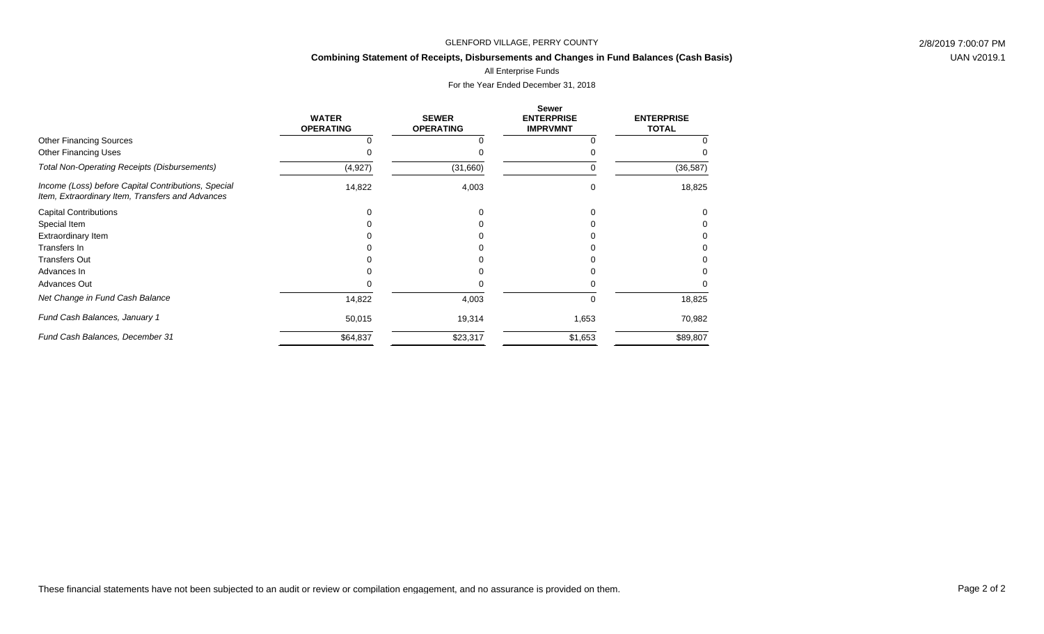GLENFORD VILLAGE, PERRY COUNTY

**Combining Statement of Receipts, Disbursements and Changes in Fund Balances (Cash Basis)**

All Enterprise Funds

For the Year Ended December 31, 2018

| | WATER OPERATING | SEWER OPERATING | Sewer ENTERPRISE IMPRVMNT | ENTERPRISE TOTAL |
|---|---|---|---|---|
| Other Financing Sources | 0 | 0 | 0 | 0 |
| Other Financing Uses | 0 | 0 | 0 | 0 |
| *Total Non-Operating Receipts (Disbursements)* | (4,927) | (31,660) | 0 | (36,587) |
| *Income (Loss) before Capital Contributions, Special Item, Extraordinary Item, Transfers and Advances* | 14,822 | 4,003 | 0 | 18,825 |
| Capital Contributions | 0 | 0 | 0 | 0 |
| Special Item | 0 | 0 | 0 | 0 |
| Extraordinary Item | 0 | 0 | 0 | 0 |
| Transfers In | 0 | 0 | 0 | 0 |
| Transfers Out | 0 | 0 | 0 | 0 |
| Advances In | 0 | 0 | 0 | 0 |
| Advances Out | 0 | 0 | 0 | 0 |
| *Net Change in Fund Cash Balance* | 14,822 | 4,003 | 0 | 18,825 |
| *Fund Cash Balances, January 1* | 50,015 | 19,314 | 1,653 | 70,982 |
| *Fund Cash Balances, December 31* | $64,837 | $23,317 | $1,653 | $89,807 |

These financial statements have not been subjected to an audit or review or compilation engagement, and no assurance is provided on them.